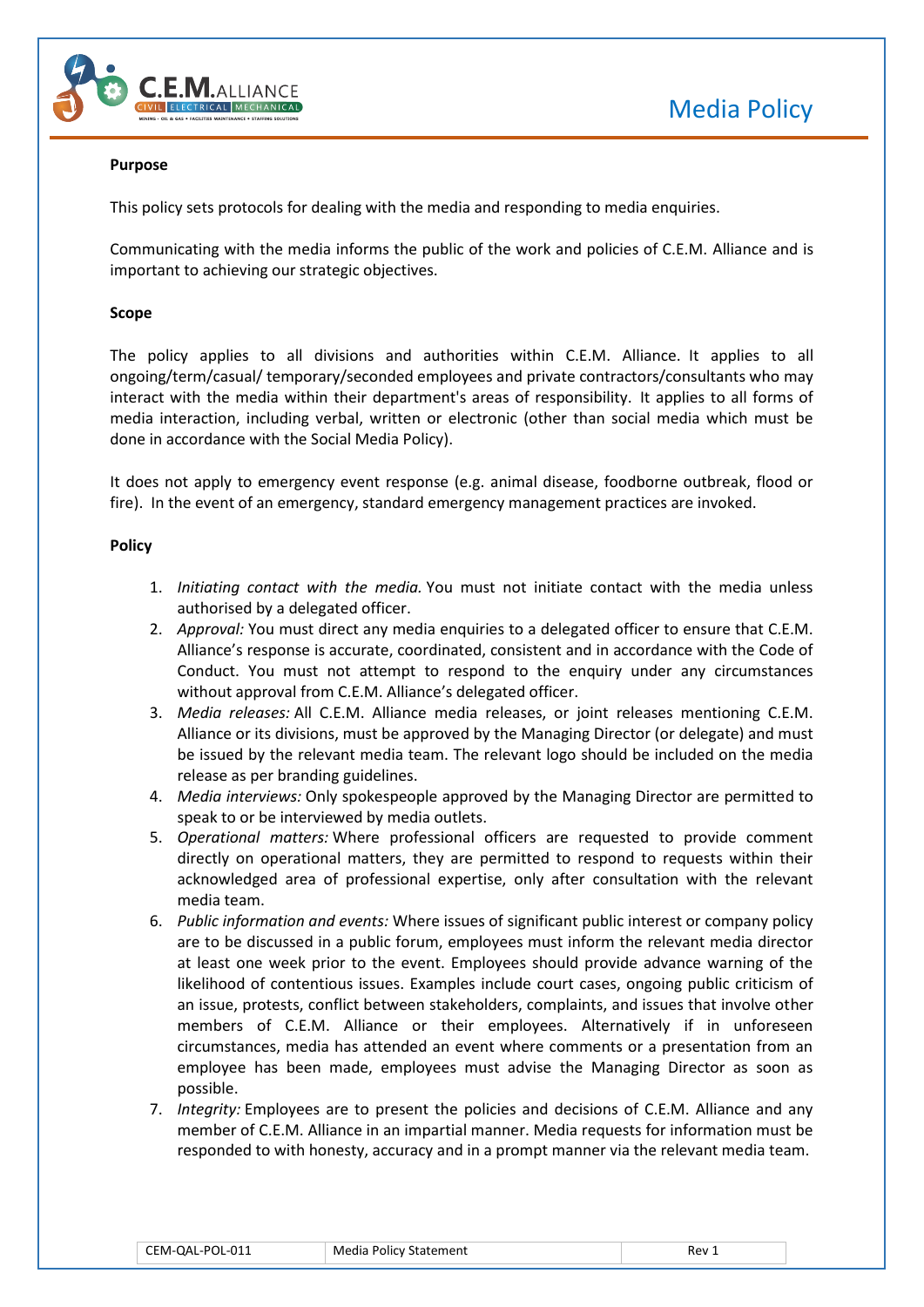# Media Policy

**Purpose**

This policy sets protocols for dealing with the media and responding to media enquiries.

Communicating with the media informs the public of the work and policies of C.E.M. Alliance and is important to achieving our strategic objectives.

**Scope**

The policy applies to all divisions and authorities within C.E.M. Alliance. It applies to all ongoing/term/casual/ temporary/seconded employees and private contractors/consultants who may interact with the media within their department's areas of responsibility. It applies to all forms of media interaction, including verbal, written or electronic (other than social media which must be done in accordance with the Social Media Policy).

It does not apply to emergency event response (e.g. animal disease, foodborne outbreak, flood or fire). In the event of an emergency, standard emergency management practices are invoked.

**Policy**

1. *Initiating contact with the media.* You must not initiate contact with the media unless authorised by a delegated officer.
2. *Approval:* You must direct any media enquiries to a delegated officer to ensure that C.E.M. Alliance's response is accurate, coordinated, consistent and in accordance with the Code of Conduct. You must not attempt to respond to the enquiry under any circumstances without approval from C.E.M. Alliance's delegated officer.
3. *Media releases:* All C.E.M. Alliance media releases, or joint releases mentioning C.E.M. Alliance or its divisions, must be approved by the Managing Director (or delegate) and must be issued by the relevant media team. The relevant logo should be included on the media release as per branding guidelines.
4. *Media interviews:* Only spokespeople approved by the Managing Director are permitted to speak to or be interviewed by media outlets.
5. *Operational matters:* Where professional officers are requested to provide comment directly on operational matters, they are permitted to respond to requests within their acknowledged area of professional expertise, only after consultation with the relevant media team.
6. *Public information and events:* Where issues of significant public interest or company policy are to be discussed in a public forum, employees must inform the relevant media director at least one week prior to the event. Employees should provide advance warning of the likelihood of contentious issues. Examples include court cases, ongoing public criticism of an issue, protests, conflict between stakeholders, complaints, and issues that involve other members of C.E.M. Alliance or their employees. Alternatively if in unforeseen circumstances, media has attended an event where comments or a presentation from an employee has been made, employees must advise the Managing Director as soon as possible.
7. *Integrity:* Employees are to present the policies and decisions of C.E.M. Alliance and any member of C.E.M. Alliance in an impartial manner. Media requests for information must be responded to with honesty, accuracy and in a prompt manner via the relevant media team.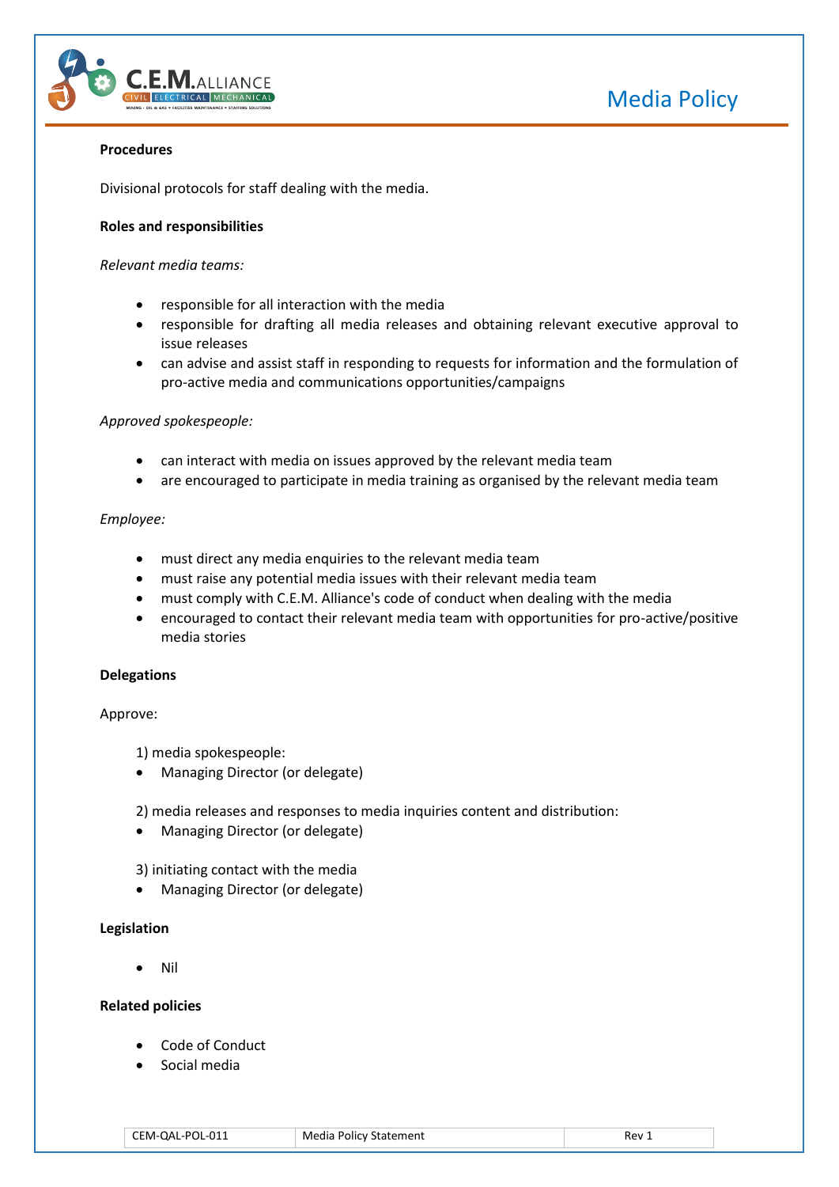**Procedures**

Divisional protocols for staff dealing with the media.

**Roles and responsibilities**

*Relevant media teams:*

- responsible for all interaction with the media
- responsible for drafting all media releases and obtaining relevant executive approval to issue releases
- can advise and assist staff in responding to requests for information and the formulation of pro-active media and communications opportunities/campaigns

*Approved spokespeople:*

- can interact with media on issues approved by the relevant media team
- are encouraged to participate in media training as organised by the relevant media team

*Employee:*

- must direct any media enquiries to the relevant media team
- must raise any potential media issues with their relevant media team
- must comply with C.E.M. Alliance's code of conduct when dealing with the media
- encouraged to contact their relevant media team with opportunities for pro-active/positive media stories

**Delegations**

Approve:

1) media spokespeople:

- Managing Director (or delegate)

2) media releases and responses to media inquiries content and distribution:

- Managing Director (or delegate)

3) initiating contact with the media

- Managing Director (or delegate)

**Legislation**

- Nil

**Related policies**

- Code of Conduct
- Social media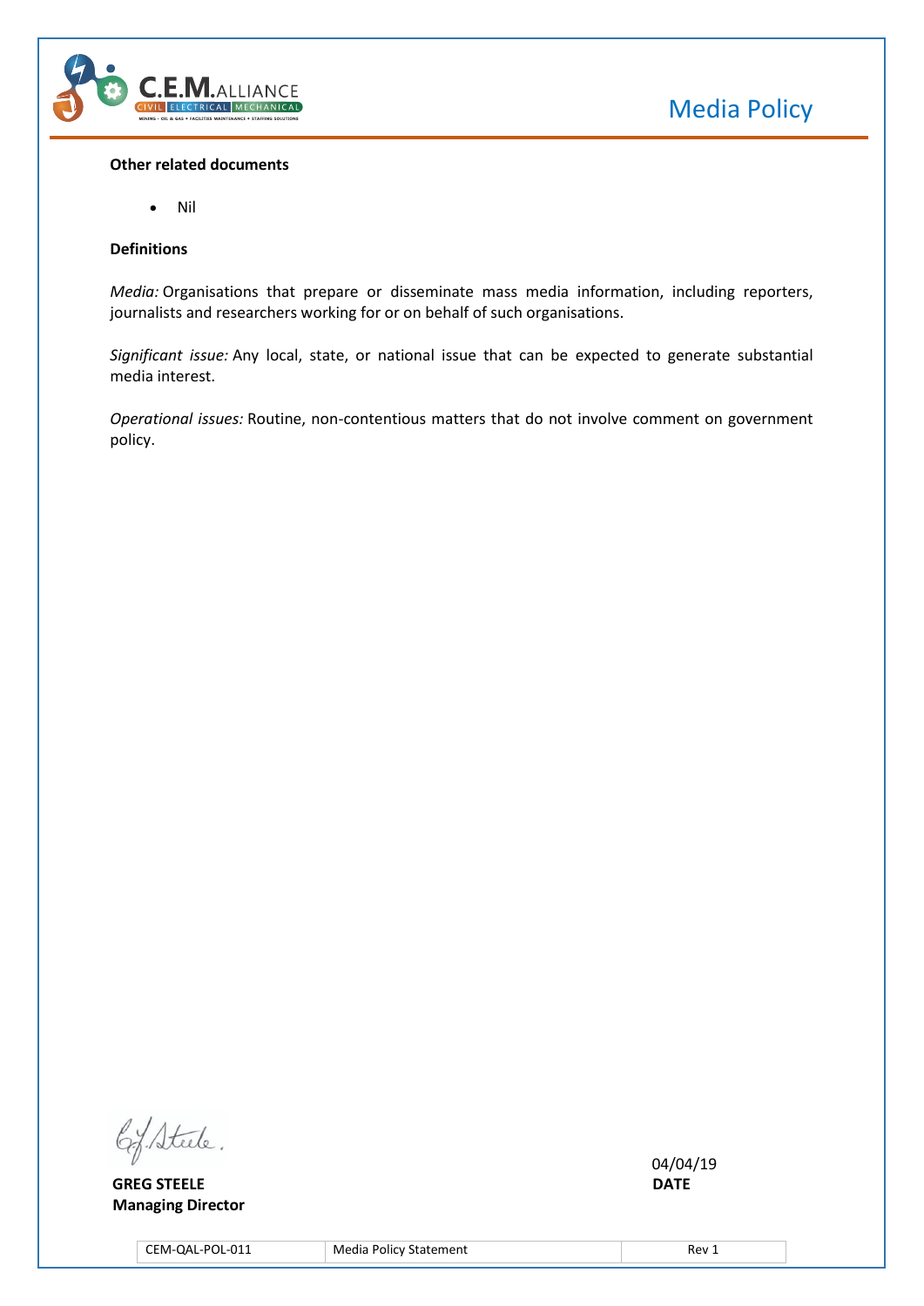**Other related documents**

- Nil

**Definitions**

*Media:* Organisations that prepare or disseminate mass media information, including reporters, journalists and researchers working for or on behalf of such organisations.

*Significant issue:* Any local, state, or national issue that can be expected to generate substantial media interest.

*Operational issues:* Routine, non-contentious matters that do not involve comment on government policy.

**GREG STEELE**
**Managing Director**

04/04/19
**DATE**